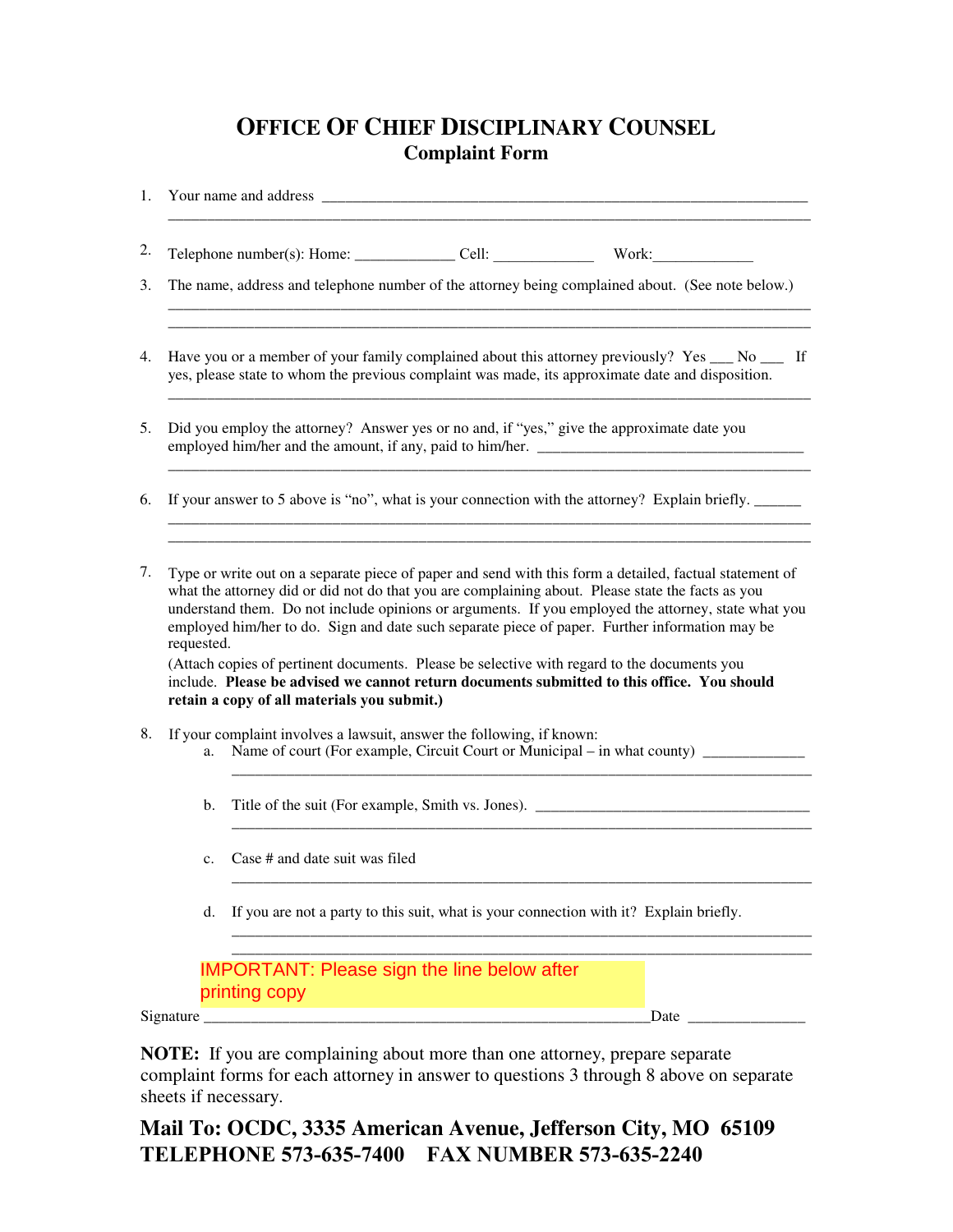# OFFICE OF CHIEF DISCIPLINARY COUNSEL

## Complaint Form

1. Your name and address ____________________________________________________________
_________________________________________________________________________________

2. Telephone number(s): Home: _____________ Cell: _____________ Work:_____________

3. The name, address and telephone number of the attorney being complained about. (See note below.)
_________________________________________________________________________________
_________________________________________________________________________________

4. Have you or a member of your family complained about this attorney previously? Yes ___ No ___ If yes, please state to whom the previous complaint was made, its approximate date and disposition.
_________________________________________________________________________________

5. Did you employ the attorney? Answer yes or no and, if "yes," give the approximate date you employed him/her and the amount, if any, paid to him/her. __________________________________
_________________________________________________________________________________

6. If your answer to 5 above is "no", what is your connection with the attorney? Explain briefly. ______
_________________________________________________________________________________
_________________________________________________________________________________

7. Type or write out on a separate piece of paper and send with this form a detailed, factual statement of what the attorney did or did not do that you are complaining about. Please state the facts as you understand them. Do not include opinions or arguments. If you employed the attorney, state what you employed him/her to do. Sign and date such separate piece of paper. Further information may be requested.
(Attach copies of pertinent documents. Please be selective with regard to the documents you include. **Please be advised we cannot return documents submitted to this office. You should retain a copy of all materials you submit.)**

8. If your complaint involves a lawsuit, answer the following, if known:
   a. Name of court (For example, Circuit Court or Municipal – in what county) _____________
   _____________________________________________________________________________
   b. Title of the suit (For example, Smith vs. Jones). ___________________________________
   _____________________________________________________________________________
   c. Case # and date suit was filed
   _____________________________________________________________________________
   d. If you are not a party to this suit, what is your connection with it? Explain briefly.
   _____________________________________________________________________________
   _____________________________________________________________________________

IMPORTANT: Please sign the line below after printing copy

Signature ___________________________________________________________Date _______________

**NOTE:** If you are complaining about more than one attorney, prepare separate complaint forms for each attorney in answer to questions 3 through 8 above on separate sheets if necessary.

**Mail To: OCDC, 3335 American Avenue, Jefferson City, MO 65109**
**TELEPHONE 573-635-7400 FAX NUMBER 573-635-2240**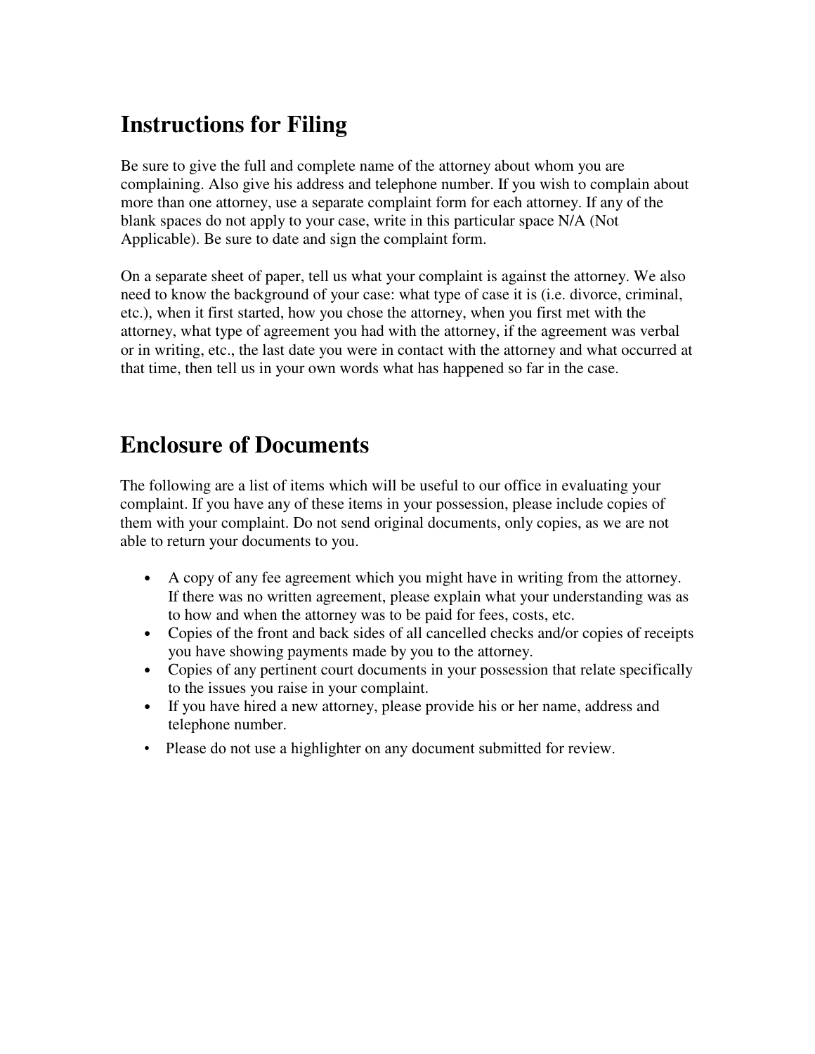## Instructions for Filing

Be sure to give the full and complete name of the attorney about whom you are complaining. Also give his address and telephone number. If you wish to complain about more than one attorney, use a separate complaint form for each attorney. If any of the blank spaces do not apply to your case, write in this particular space N/A (Not Applicable). Be sure to date and sign the complaint form.

On a separate sheet of paper, tell us what your complaint is against the attorney. We also need to know the background of your case: what type of case it is (i.e. divorce, criminal, etc.), when it first started, how you chose the attorney, when you first met with the attorney, what type of agreement you had with the attorney, if the agreement was verbal or in writing, etc., the last date you were in contact with the attorney and what occurred at that time, then tell us in your own words what has happened so far in the case.

## Enclosure of Documents

The following are a list of items which will be useful to our office in evaluating your complaint. If you have any of these items in your possession, please include copies of them with your complaint. Do not send original documents, only copies, as we are not able to return your documents to you.

- A copy of any fee agreement which you might have in writing from the attorney. If there was no written agreement, please explain what your understanding was as to how and when the attorney was to be paid for fees, costs, etc.
- Copies of the front and back sides of all cancelled checks and/or copies of receipts you have showing payments made by you to the attorney.
- Copies of any pertinent court documents in your possession that relate specifically to the issues you raise in your complaint.
- If you have hired a new attorney, please provide his or her name, address and telephone number.
- Please do not use a highlighter on any document submitted for review.